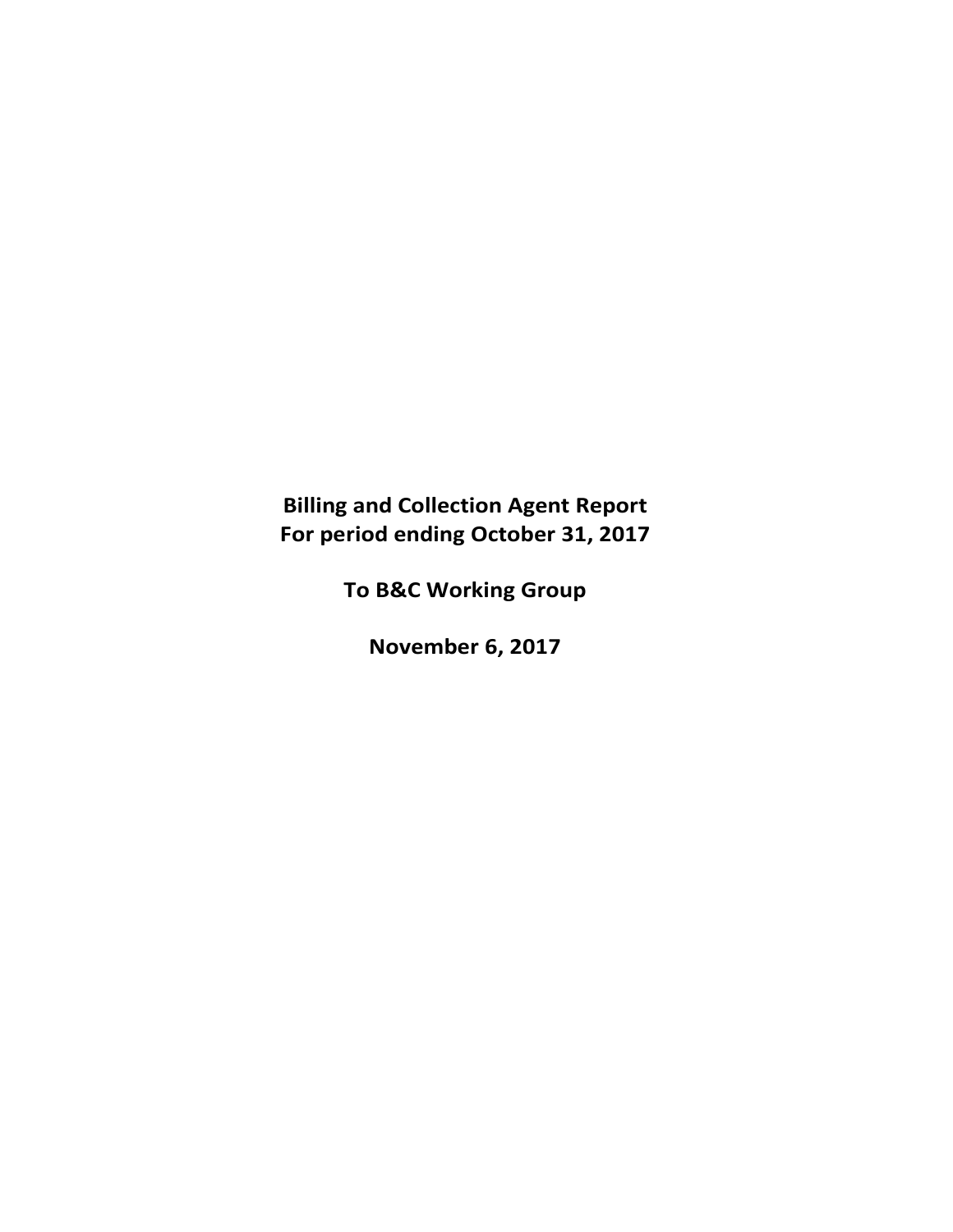**Billing and Collection Agent Report**
**For period ending October 31, 2017**

**To B&C Working Group**

**November 6, 2017**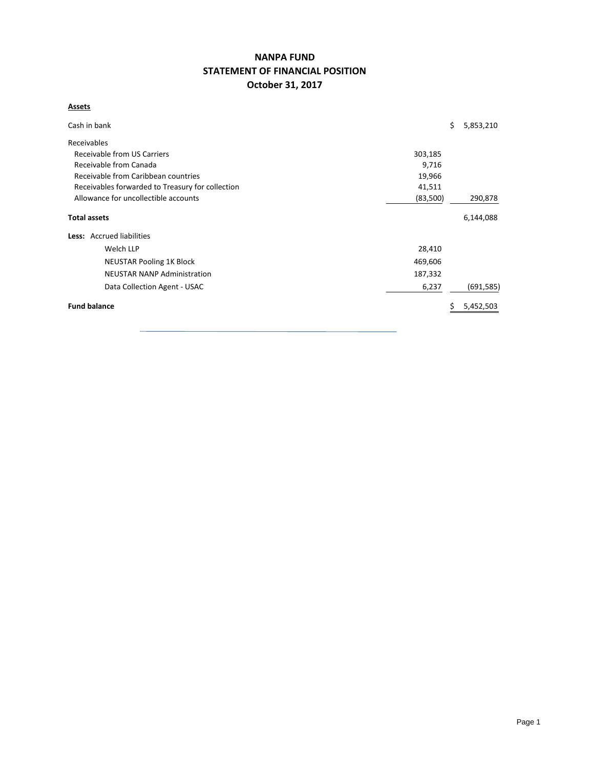# NANPA FUND
## STATEMENT OF FINANCIAL POSITION
### October 31, 2017

**Assets**

| | | |
|---|---|---|
| Cash in bank | | $ 5,853,210 |
| Receivables | | |
| Receivable from US Carriers | 303,185 | |
| Receivable from Canada | 9,716 | |
| Receivable from Caribbean countries | 19,966 | |
| Receivables forwarded to Treasury for collection | 41,511 | |
| Allowance for uncollectible accounts | (83,500) | 290,878 |
| **Total assets** | | 6,144,088 |
| **Less:** Accrued liabilities | | |
| Welch LLP | 28,410 | |
| NEUSTAR Pooling 1K Block | 469,606 | |
| NEUSTAR NANP Administration | 187,332 | |
| Data Collection Agent - USAC | 6,237 | (691,585) |
| **Fund balance** | | $ 5,452,503 |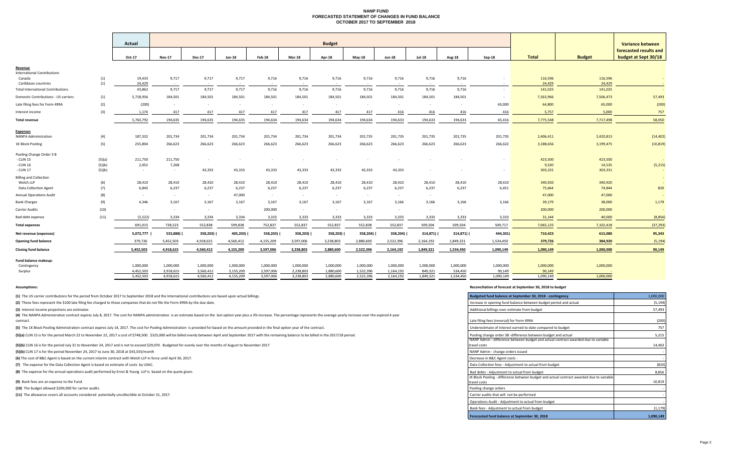# NANP FUND
## FORECASTED STATEMENT OF CHANGES IN FUND BALANCE
## OCTOBER 2017 TO SEPTEMBER 2018

| | | Actual | Budget | | | | | | | | | | | | | Variance between forecasted results and budget at Sept 30/18 |
|---|---|---|---|---|---|---|---|---|---|---|---|---|---|---|---|---|
| | | Oct-17 | Nov-17 | Dec-17 | Jan-18 | Feb-18 | Mar-18 | Apr-18 | May-18 | Jun-18 | Jul-18 | Aug-18 | Sep-18 | Total | Budget | |
| **Revenue** | | | | | | | | | | | | | | | | |
| International Contributions | | | | | | | | | | | | | | | | |
| Canada | (1) | 19,433 | 9,717 | 9,717 | 9,717 | 9,716 | 9,716 | 9,716 | 9,716 | 9,716 | 9,716 | 9,716 | - | 116,596 | 116,596 | - |
| Caribbean countries | (1) | 24,429 | - | - | - | - | - | - | - | - | - | - | - | 24,429 | 24,429 | - |
| Total International Contributions | | 43,862 | 9,717 | 9,717 | 9,717 | 9,716 | 9,716 | 9,716 | 9,716 | 9,716 | 9,716 | 9,716 | - | 141,025 | 141,025 | - |
| Domestic Contributions - US carriers | (1) | 5,718,956 | 184,501 | 184,501 | 184,501 | 184,501 | 184,501 | 184,501 | 184,501 | 184,501 | 184,501 | 184,501 | - | 7,563,966 | 7,506,473 | 57,493 |
| Late filing fees for Form 499A | (2) | (200) | - | - | - | - | - | - | - | - | - | - | 65,000 | 64,800 | 65,000 | (200) |
| Interest income | (3) | 1,174 | 417 | 417 | 417 | 417 | 417 | 417 | 417 | 416 | 416 | 416 | 416 | 5,757 | 5,000 | 757 |
| **Total revenue** | | 5,763,792 | 194,635 | 194,635 | 194,635 | 194,634 | 194,634 | 194,634 | 194,634 | 194,633 | 194,633 | 194,633 | 65,416 | 7,775,548 | 7,717,498 | 58,050 |
| **Expenses** | | | | | | | | | | | | | | | | |
| NANPA Administration | (4) | 187,332 | 201,734 | 201,734 | 201,734 | 201,734 | 201,734 | 201,734 | 201,735 | 201,735 | 201,735 | 201,735 | 201,735 | 2,406,411 | 2,420,813 | (14,402) |
| 1K Block Pooling | (5) | 255,804 | 266,623 | 266,623 | 266,623 | 266,623 | 266,623 | 266,623 | 266,623 | 266,623 | 266,623 | 266,623 | 266,622 | 3,188,656 | 3,199,475 | (10,819) |
| Pooling Change Order 3 B | | | | | | | | | | | | | | | | |
| - CLIN 15 | (5)(a) | 211,750 | 211,750 | - | - | - | - | - | - | - | - | - | - | 423,500 | 423,500 | - |
| - CLIN 16 | (5)(b) | 2,052 | 7,268 | | | | | | | | | | | 9,320 | 14,535 | (5,215) |
| - CLIN 17 | (5)(b) | - | - | 43,333 | 43,333 | 43,333 | 43,333 | 43,333 | 43,333 | 43,333 | - | - | - | 303,331 | 303,331 | - |
| Billing and Collection | | | | | | | | | | | | | | | | - |
| Welch LLP | (6) | 28,410 | 28,410 | 28,410 | 28,410 | 28,410 | 28,410 | 28,410 | 28,410 | 28,410 | 28,410 | 28,410 | 28,410 | 340,920 | 340,920 | - |
| Data Collection Agent | (7) | 6,843 | 6,237 | 6,237 | 6,237 | 6,237 | 6,237 | 6,237 | 6,237 | 6,237 | 6,237 | 6,237 | 6,451 | 75,664 | 74,844 | 820 |
| Annual Operations Audit | (8) | - | - | - | 47,000 | - | - | - | - | - | - | - | - | 47,000 | 47,000 | - |
| Bank Charges | (9) | 4,346 | 3,167 | 3,167 | 3,167 | 3,167 | 3,167 | 3,167 | 3,167 | 3,167 | 3,166 | 3,166 | 3,166 | 39,179 | 38,000 | 1,179 |
| Carrier Audits | (10) | - | - | - | - | 200,000 | - | - | - | - | - | - | - | 200,000 | 200,000 | - |
| Bad debt expense | (11) | (5,522) | 3,334 | 3,334 | 3,334 | 3,333 | 3,333 | 3,333 | 3,333 | 3,333 | 3,333 | 3,333 | 3,333 | 31,144 | 40,000 | (8,856) |
| **Total expenses** | | 691,015 | 728,523 | 552,838 | 599,838 | 752,837 | 552,837 | 552,837 | 552,838 | 552,838 | 509,504 | 509,504 | 509,717 | 7,065,125 | 7,102,418 | (37,293) |
| **Net revenue (expenses)** | | 5,072,777 | (533,888) | (358,203) | (405,203) | (558,203) | (358,203) | (358,203) | (358,204) | (358,204) | (314,871) | (314,871) | (444,301) | 710,423 | 615,080 | 95,343 |
| **Opening fund balance** | | 379,726 | 5,452,503 | 4,918,615 | 4,560,412 | 4,155,209 | 3,597,006 | 3,238,803 | 2,880,600 | 2,522,396 | 2,164,192 | 1,849,321 | 1,534,450 | 379,726 | 384,920 | (5,194) |
| **Closing fund balance** | | 5,452,503 | 4,918,615 | 4,560,412 | 4,155,209 | 3,597,006 | 3,238,803 | 2,880,600 | 2,522,396 | 2,164,192 | 1,849,321 | 1,534,450 | 1,090,149 | 1,090,149 | 1,000,000 | 90,149 |
| **Fund balance makeup:** | | | | | | | | | | | | | | | | |
| Contingency | | 1,000,000 | 1,000,000 | 1,000,000 | 1,000,000 | 1,000,000 | 1,000,000 | 1,000,000 | 1,000,000 | 1,000,000 | 1,000,000 | 1,000,000 | 1,000,000 | 1,000,000 | 1,000,000 | |
| Surplus | | 4,452,503 | 3,918,615 | 3,560,412 | 3,155,209 | 2,597,006 | 2,238,803 | 1,880,600 | 1,522,396 | 1,164,192 | 849,321 | 534,450 | 90,149 | 90,149 | - | |
| | | 5,452,503 | 4,918,615 | 4,560,412 | 4,155,209 | 3,597,006 | 3,238,803 | 2,880,600 | 2,522,396 | 2,164,192 | 1,849,321 | 1,534,450 | 1,090,149 | 1,090,149 | 1,000,000 | |

**Assumptions:**

**(1)** The US carrier contributions for the period from October 2017 to September 2018 and the International contributions are based upon actual billings.

**(2)** These fees represent the $100 late filing fee charged to those companies that do not file the Form 499A by the due date.

**(3)** Interest income projections are estimates

**(4)** The NANPA Administration contract expires July 8, 2017. The cost for NANPA administration is an estimate based on the last option year plus a 3% increase. The percentage represents the average yearly increase over the expired 4 year contract.

**(5)** The 1K Block Pooling Administration contract expires July 14, 2017. The cost for Pooling Administration is provided for based on the amount provided in the final option year of the contract.

**(5)(a)** CLIN 15 is for the period March 22 to November 22, 2017 a cost of $748,500. $325,000 will be billed evenly between April and September 2017 with the remaining balance to be billed in the 2017/18 period.

**(5)(b)** CLIN 16 is for the period July 31 to November 24, 2017 and is not to exceed $29,070. Budgeted for evenly over the months of August to November 2017

**(5)(b)** CLIN 17 is for the period November 24, 2017 to June 30, 2018 at $43,333/month

**(6)** The cost of B&C Agent is based on the current interim contract with Welch LLP in force until April 30, 2017.

**(7)** The expense for the Data Collection Agent is based on estimate of costs by USAC.

**(8)** The expense for the annual operations audit performed by Ernst & Young LLP is based on the quote given.

**(9)** Bank fees are an expense to the Fund.

**(10)** The budget allowed $200,000 for carrier audits.

**(11)** The allowance covers all accounts considered potentially uncollectible at October 31, 2017.

**Reconciliation of forecast at September 30, 2018 to budget**

| | |
|---|---|
| **Budgeted fund balance at September 30, 2018 - contingency** | 1,000,000 |
| Increase in opening fund balance between budget period and actual | (5,194) |
| Additional billings over estimate from budget | 57,493 |
| Late filing fees (reversal) for Form 499A | (200) |
| Underestimate of interest earned to date compared to budget | 757 |
| Pooling change order 3B -difference between budget and actual | 5,215 |
| NANP Admin - difference between budget and actual contract awarded due to variable travel costs | 14,402 |
| NANP Admin - change orders issued | - |
| Decrease in B&C Agent costs - | - |
| Data Collection fees - Adjustment to actual from budget | (820) |
| Bad debts - Adjustment to actual from budget | 8,856 |
| IK Block Pooling - difference between budget and actual contract awarded due to variable travel costs | 10,819 |
| Pooling change orders | - |
| Carrier audits that will not be performed | - |
| Operations Audit - Adjustment to actual from budget | - |
| Bank fees - Adjustment to actual from budget | (1,179) |
| **Forecasted fund balance at September 30, 2018** | **1,090,149** |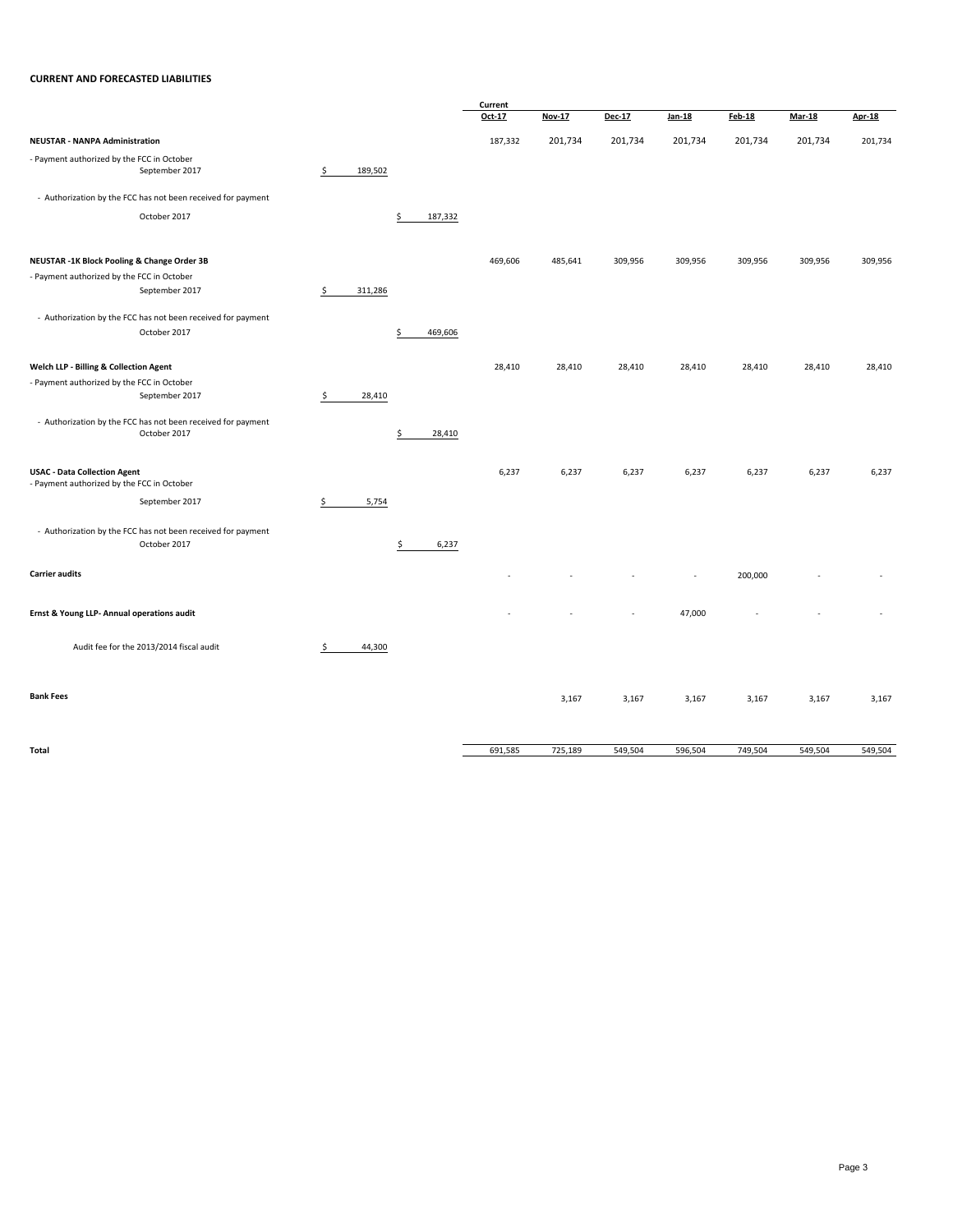**CURRENT AND FORECASTED LIABILITIES**

| | | | Current Oct-17 | Nov-17 | Dec-17 | Jan-18 | Feb-18 | Mar-18 | Apr-18 |
|---|---|---|---|---|---|---|---|---|---|
| **NEUSTAR - NANPA Administration** | | | 187,332 | 201,734 | 201,734 | 201,734 | 201,734 | 201,734 | 201,734 |
| - Payment authorized by the FCC in October September 2017 | $ 189,502 | | | | | | | | |
| - Authorization by the FCC has not been received for payment October 2017 | | $ 187,332 | | | | | | | |
| **NEUSTAR -1K Block Pooling & Change Order 3B** | | | 469,606 | 485,641 | 309,956 | 309,956 | 309,956 | 309,956 | 309,956 |
| - Payment authorized by the FCC in October September 2017 | $ 311,286 | | | | | | | | |
| - Authorization by the FCC has not been received for payment October 2017 | | $ 469,606 | | | | | | | |
| **Welch LLP - Billing & Collection Agent** | | | 28,410 | 28,410 | 28,410 | 28,410 | 28,410 | 28,410 | 28,410 |
| - Payment authorized by the FCC in October September 2017 | $ 28,410 | | | | | | | | |
| - Authorization by the FCC has not been received for payment October 2017 | | $ 28,410 | | | | | | | |
| **USAC - Data Collection Agent** | | | 6,237 | 6,237 | 6,237 | 6,237 | 6,237 | 6,237 | 6,237 |
| - Payment authorized by the FCC in October September 2017 | $ 5,754 | | | | | | | | |
| - Authorization by the FCC has not been received for payment October 2017 | | $ 6,237 | | | | | | | |
| **Carrier audits** | | | - | - | - | - | 200,000 | - | - |
| **Ernst & Young LLP- Annual operations audit** | | | - | - | - | 47,000 | - | - | - |
| Audit fee for the 2013/2014 fiscal audit | $ 44,300 | | | | | | | | |
| **Bank Fees** | | | | 3,167 | 3,167 | 3,167 | 3,167 | 3,167 | 3,167 |
| **Total** | | | 691,585 | 725,189 | 549,504 | 596,504 | 749,504 | 549,504 | 549,504 |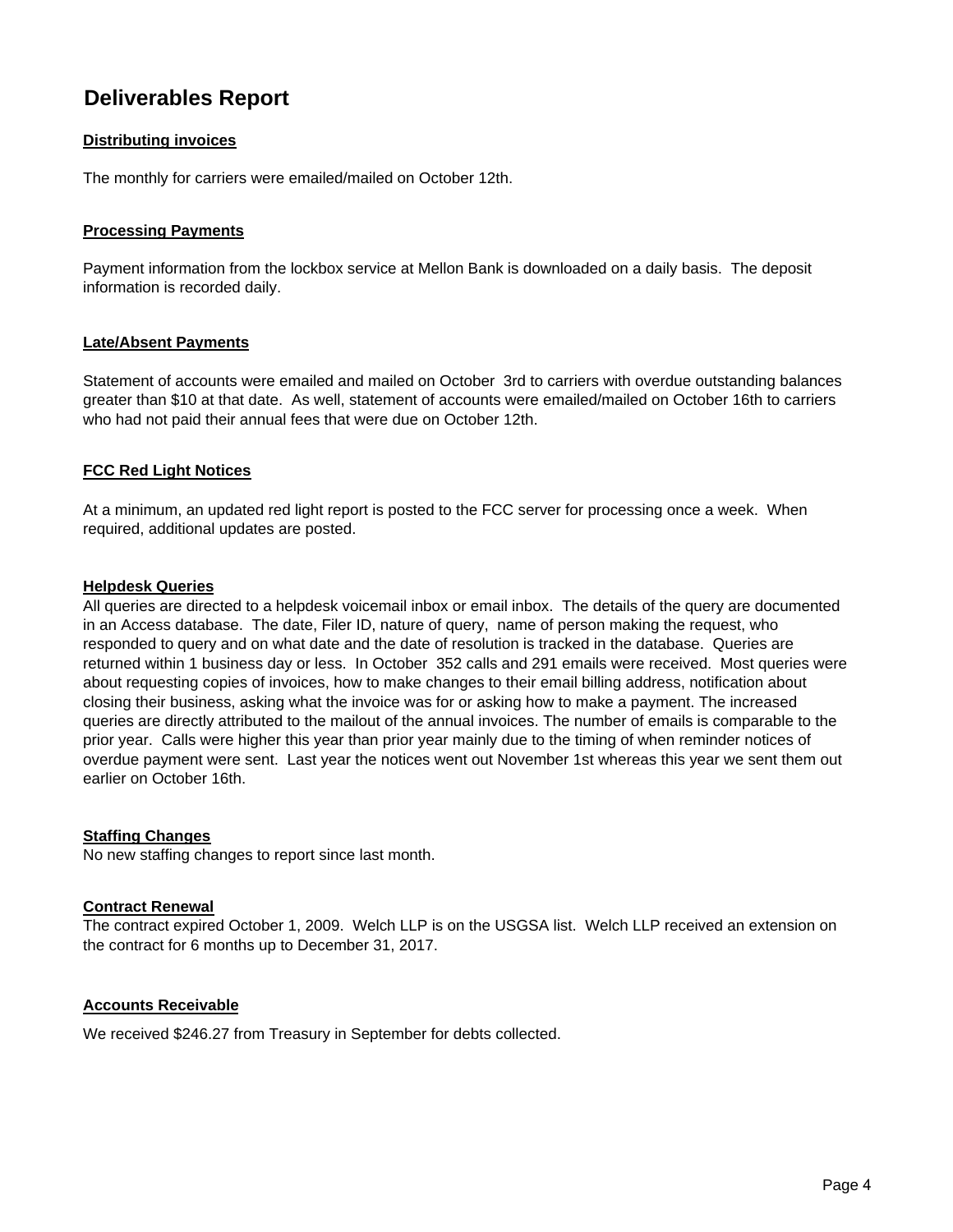# Deliverables Report

**Distributing invoices**

The monthly for carriers were emailed/mailed on October 12th.

**Processing Payments**

Payment information from the lockbox service at Mellon Bank is downloaded on a daily basis. The deposit information is recorded daily.

**Late/Absent Payments**

Statement of accounts were emailed and mailed on October 3rd to carriers with overdue outstanding balances greater than $10 at that date. As well, statement of accounts were emailed/mailed on October 16th to carriers who had not paid their annual fees that were due on October 12th.

**FCC Red Light Notices**

At a minimum, an updated red light report is posted to the FCC server for processing once a week. When required, additional updates are posted.

**Helpdesk Queries**

All queries are directed to a helpdesk voicemail inbox or email inbox. The details of the query are documented in an Access database. The date, Filer ID, nature of query, name of person making the request, who responded to query and on what date and the date of resolution is tracked in the database. Queries are returned within 1 business day or less. In October 352 calls and 291 emails were received. Most queries were about requesting copies of invoices, how to make changes to their email billing address, notification about closing their business, asking what the invoice was for or asking how to make a payment. The increased queries are directly attributed to the mailout of the annual invoices. The number of emails is comparable to the prior year. Calls were higher this year than prior year mainly due to the timing of when reminder notices of overdue payment were sent. Last year the notices went out November 1st whereas this year we sent them out earlier on October 16th.

**Staffing Changes**

No new staffing changes to report since last month.

**Contract Renewal**

The contract expired October 1, 2009. Welch LLP is on the USGSA list. Welch LLP received an extension on the contract for 6 months up to December 31, 2017.

**Accounts Receivable**

We received $246.27 from Treasury in September for debts collected.